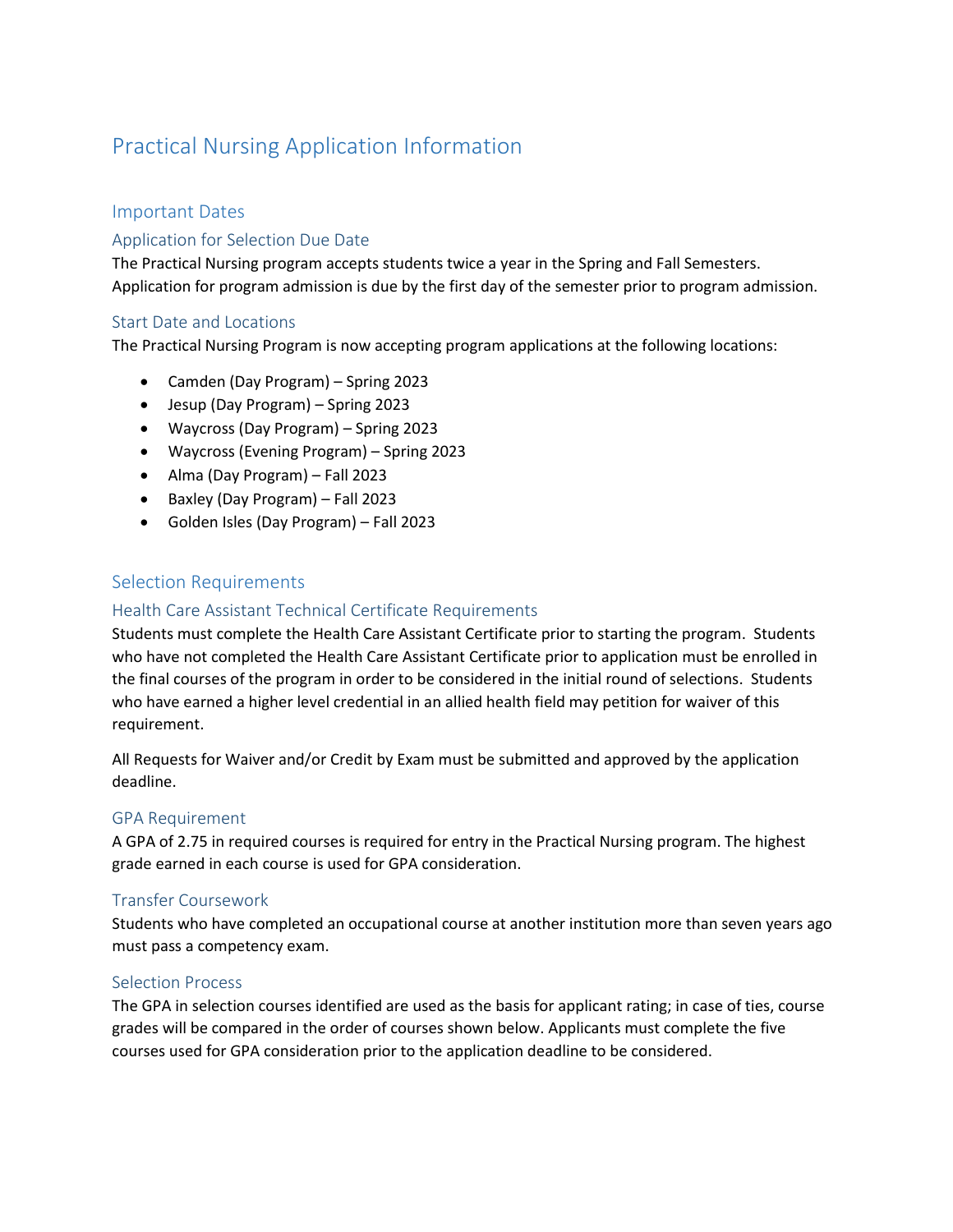# Practical Nursing Application Information

## Important Dates

### Application for Selection Due Date

The Practical Nursing program accepts students twice a year in the Spring and Fall Semesters. Application for program admission is due by the first day of the semester prior to program admission.

### Start Date and Locations

The Practical Nursing Program is now accepting program applications at the following locations:

- Camden (Day Program) – Spring 2023
- Jesup (Day Program) – Spring 2023
- Waycross (Day Program) – Spring 2023
- Waycross (Evening Program) – Spring 2023
- Alma (Day Program) – Fall 2023
- Baxley (Day Program) – Fall 2023
- Golden Isles (Day Program) – Fall 2023

## Selection Requirements

### Health Care Assistant Technical Certificate Requirements

Students must complete the Health Care Assistant Certificate prior to starting the program. Students who have not completed the Health Care Assistant Certificate prior to application must be enrolled in the final courses of the program in order to be considered in the initial round of selections. Students who have earned a higher level credential in an allied health field may petition for waiver of this requirement.

All Requests for Waiver and/or Credit by Exam must be submitted and approved by the application deadline.

### GPA Requirement

A GPA of 2.75 in required courses is required for entry in the Practical Nursing program. The highest grade earned in each course is used for GPA consideration.

### Transfer Coursework

Students who have completed an occupational course at another institution more than seven years ago must pass a competency exam.

### Selection Process

The GPA in selection courses identified are used as the basis for applicant rating; in case of ties, course grades will be compared in the order of courses shown below. Applicants must complete the five courses used for GPA consideration prior to the application deadline to be considered.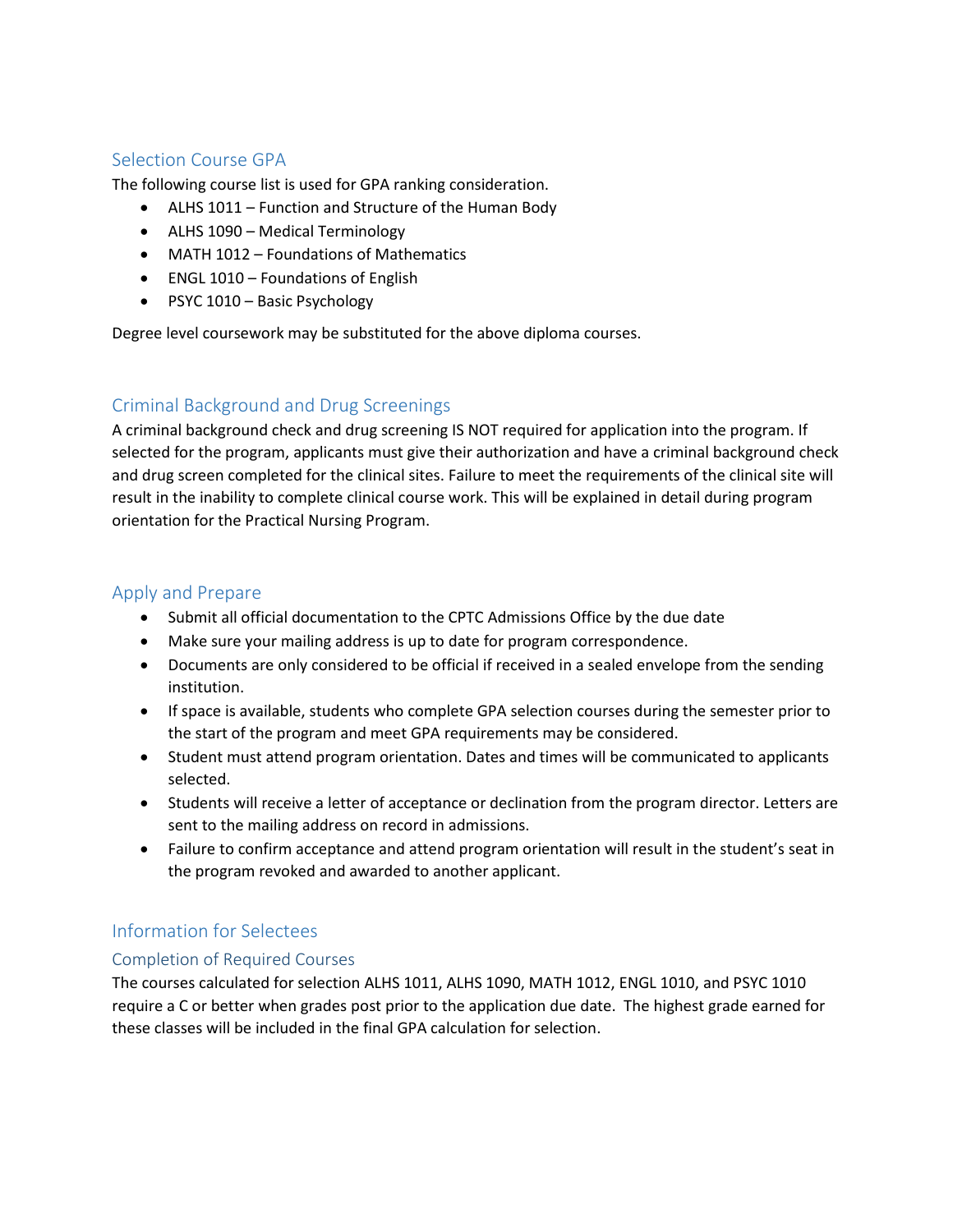## Selection Course GPA

The following course list is used for GPA ranking consideration.

- ALHS 1011 – Function and Structure of the Human Body
- ALHS 1090 – Medical Terminology
- MATH 1012 – Foundations of Mathematics
- ENGL 1010 – Foundations of English
- PSYC 1010 – Basic Psychology

Degree level coursework may be substituted for the above diploma courses.

## Criminal Background and Drug Screenings

A criminal background check and drug screening IS NOT required for application into the program. If selected for the program, applicants must give their authorization and have a criminal background check and drug screen completed for the clinical sites. Failure to meet the requirements of the clinical site will result in the inability to complete clinical course work. This will be explained in detail during program orientation for the Practical Nursing Program.

## Apply and Prepare

- Submit all official documentation to the CPTC Admissions Office by the due date
- Make sure your mailing address is up to date for program correspondence.
- Documents are only considered to be official if received in a sealed envelope from the sending institution.
- If space is available, students who complete GPA selection courses during the semester prior to the start of the program and meet GPA requirements may be considered.
- Student must attend program orientation. Dates and times will be communicated to applicants selected.
- Students will receive a letter of acceptance or declination from the program director. Letters are sent to the mailing address on record in admissions.
- Failure to confirm acceptance and attend program orientation will result in the student's seat in the program revoked and awarded to another applicant.

## Information for Selectees

### Completion of Required Courses

The courses calculated for selection ALHS 1011, ALHS 1090, MATH 1012, ENGL 1010, and PSYC 1010 require a C or better when grades post prior to the application due date. The highest grade earned for these classes will be included in the final GPA calculation for selection.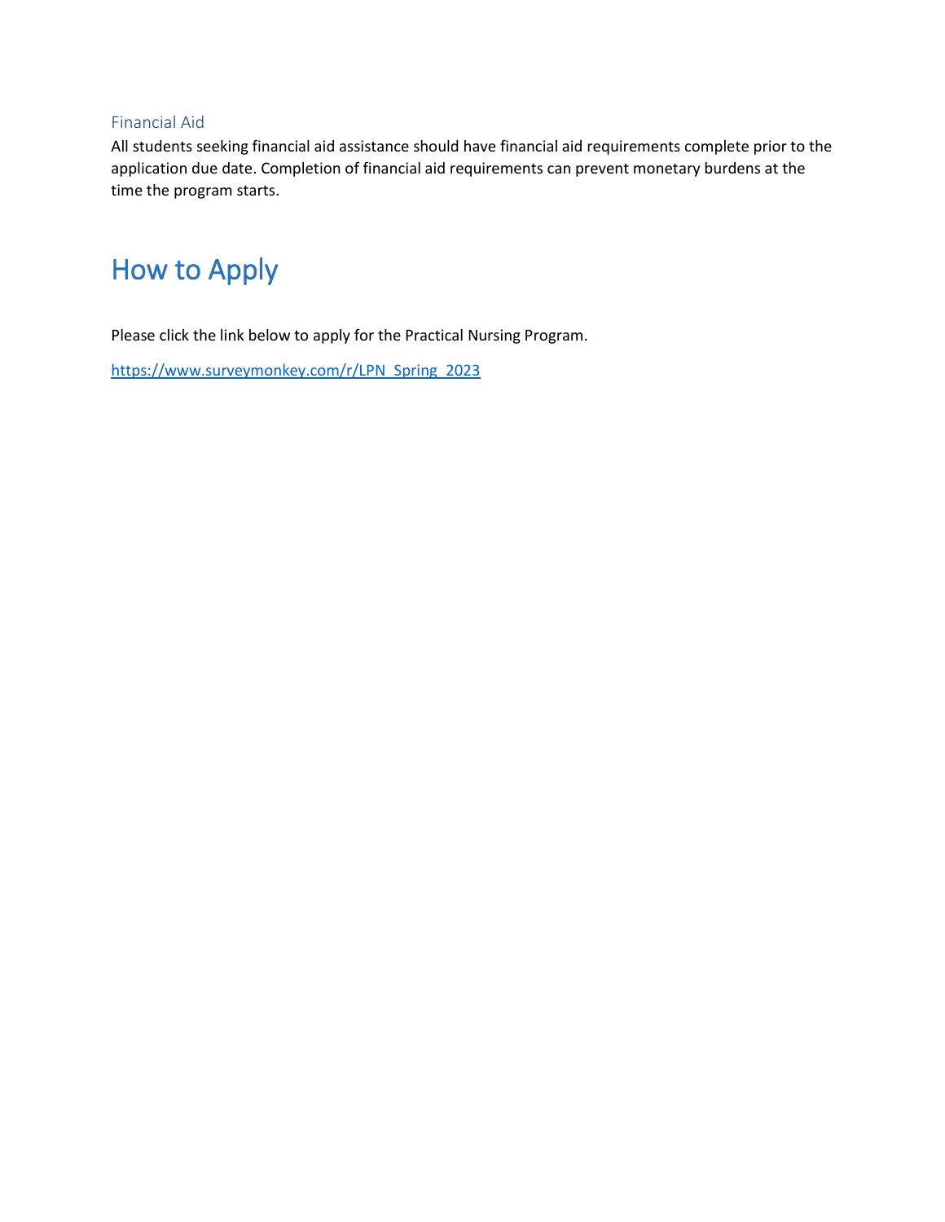### Financial Aid

All students seeking financial aid assistance should have financial aid requirements complete prior to the application due date. Completion of financial aid requirements can prevent monetary burdens at the time the program starts.

## How to Apply

Please click the link below to apply for the Practical Nursing Program.

https://www.surveymonkey.com/r/LPN_Spring_2023